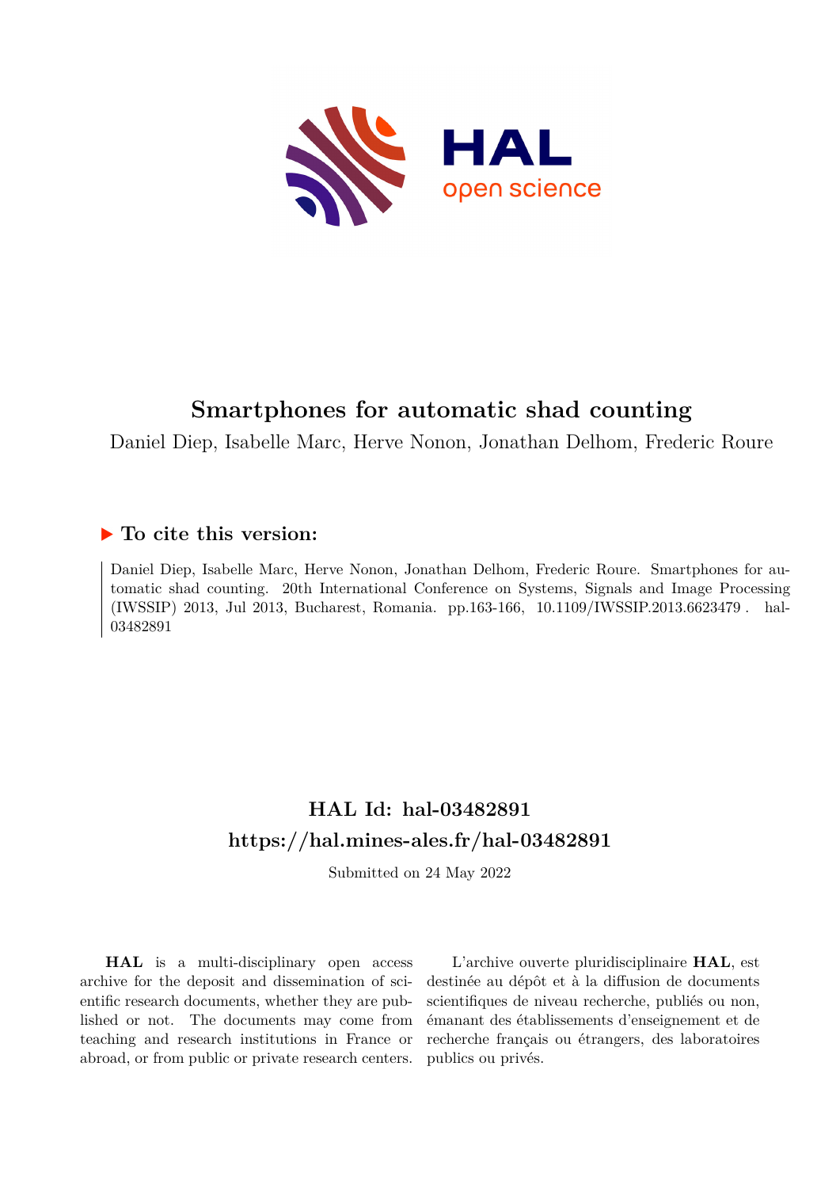# Smartphones for automatic shad counting

Daniel Diep, Isabelle Marc, Herve Nonon, Jonathan Delhom, Frederic Roure

## ▶ To cite this version:

Daniel Diep, Isabelle Marc, Herve Nonon, Jonathan Delhom, Frederic Roure. Smartphones for automatic shad counting. 20th International Conference on Systems, Signals and Image Processing (IWSSIP) 2013, Jul 2013, Bucharest, Romania. pp.163-166, 10.1109/IWSSIP.2013.6623479 . hal-03482891

## HAL Id: hal-03482891
## https://hal.mines-ales.fr/hal-03482891

Submitted on 24 May 2022

**HAL** is a multi-disciplinary open access archive for the deposit and dissemination of scientific research documents, whether they are published or not. The documents may come from teaching and research institutions in France or abroad, or from public or private research centers.

L'archive ouverte pluridisciplinaire **HAL**, est destinée au dépôt et à la diffusion de documents scientifiques de niveau recherche, publiés ou non, émanant des établissements d'enseignement et de recherche français ou étrangers, des laboratoires publics ou privés.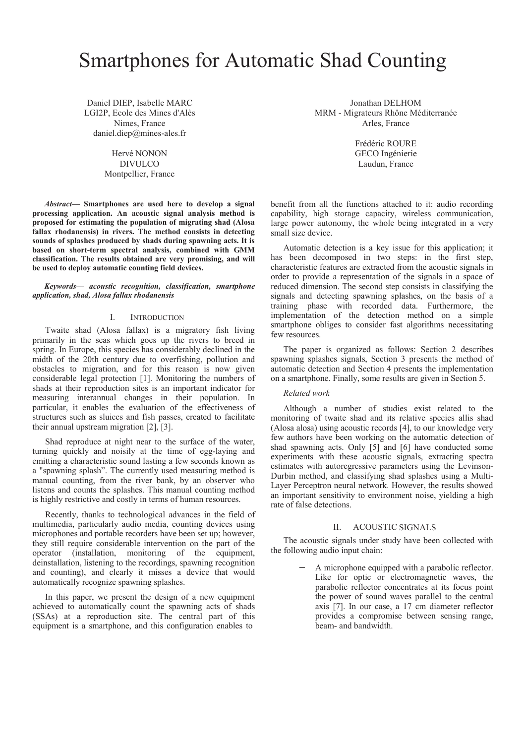# Smartphones for Automatic Shad Counting

Daniel DIEP, Isabelle MARC
LGI2P, Ecole des Mines d'Alès
Nimes, France
daniel.diep@mines-ales.fr

Hervé NONON
DIVULCO
Montpellier, France

Jonathan DELHOM
MRM - Migrateurs Rhône Méditerranée
Arles, France

Frédéric ROURE
GECO Ingénierie
Laudun, France

***Abstract*— Smartphones are used here to develop a signal processing application. An acoustic signal analysis method is proposed for estimating the population of migrating shad (Alosa fallax rhodanensis) in rivers. The method consists in detecting sounds of splashes produced by shads during spawning acts. It is based on short-term spectral analysis, combined with GMM classification. The results obtained are very promising, and will be used to deploy automatic counting field devices.**

***Keywords*— *acoustic recognition, classification, smartphone application, shad, Alosa fallax rhodanensis***

## I. Introduction

Twaite shad (Alosa fallax) is a migratory fish living primarily in the seas which goes up the rivers to breed in spring. In Europe, this species has considerably declined in the midth of the 20th century due to overfishing, pollution and obstacles to migration, and for this reason is now given considerable legal protection [1]. Monitoring the numbers of shads at their reproduction sites is an important indicator for measuring interannual changes in their population. In particular, it enables the evaluation of the effectiveness of structures such as sluices and fish passes, created to facilitate their annual upstream migration [2], [3].

Shad reproduce at night near to the surface of the water, turning quickly and noisily at the time of egg-laying and emitting a characteristic sound lasting a few seconds known as a "spawning splash". The currently used measuring method is manual counting, from the river bank, by an observer who listens and counts the splashes. This manual counting method is highly restrictive and costly in terms of human resources.

Recently, thanks to technological advances in the field of multimedia, particularly audio media, counting devices using microphones and portable recorders have been set up; however, they still require considerable intervention on the part of the operator (installation, monitoring of the equipment, deinstallation, listening to the recordings, spawning recognition and counting), and clearly it misses a device that would automatically recognize spawning splashes.

In this paper, we present the design of a new equipment achieved to automatically count the spawning acts of shads (SSAs) at a reproduction site. The central part of this equipment is a smartphone, and this configuration enables to benefit from all the functions attached to it: audio recording capability, high storage capacity, wireless communication, large power autonomy, the whole being integrated in a very small size device.

Automatic detection is a key issue for this application; it has been decomposed in two steps: in the first step, characteristic features are extracted from the acoustic signals in order to provide a representation of the signals in a space of reduced dimension. The second step consists in classifying the signals and detecting spawning splashes, on the basis of a training phase with recorded data. Furthermore, the implementation of the detection method on a simple smartphone obliges to consider fast algorithms necessitating few resources.

The paper is organized as follows: Section 2 describes spawning splashes signals, Section 3 presents the method of automatic detection and Section 4 presents the implementation on a smartphone. Finally, some results are given in Section 5.

*Related work*

Although a number of studies exist related to the monitoring of twaite shad and its relative species allis shad (Alosa alosa) using acoustic records [4], to our knowledge very few authors have been working on the automatic detection of shad spawning acts. Only [5] and [6] have conducted some experiments with these acoustic signals, extracting spectra estimates with autoregressive parameters using the Levinson-Durbin method, and classifying shad splashes using a Multi-Layer Perceptron neural network. However, the results showed an important sensitivity to environment noise, yielding a high rate of false detections.

## II. Acoustic Signals

The acoustic signals under study have been collected with the following audio input chain:

- A microphone equipped with a parabolic reflector. Like for optic or electromagnetic waves, the parabolic reflector concentrates at its focus point the power of sound waves parallel to the central axis [7]. In our case, a 17 cm diameter reflector provides a compromise between sensing range, beam- and bandwidth.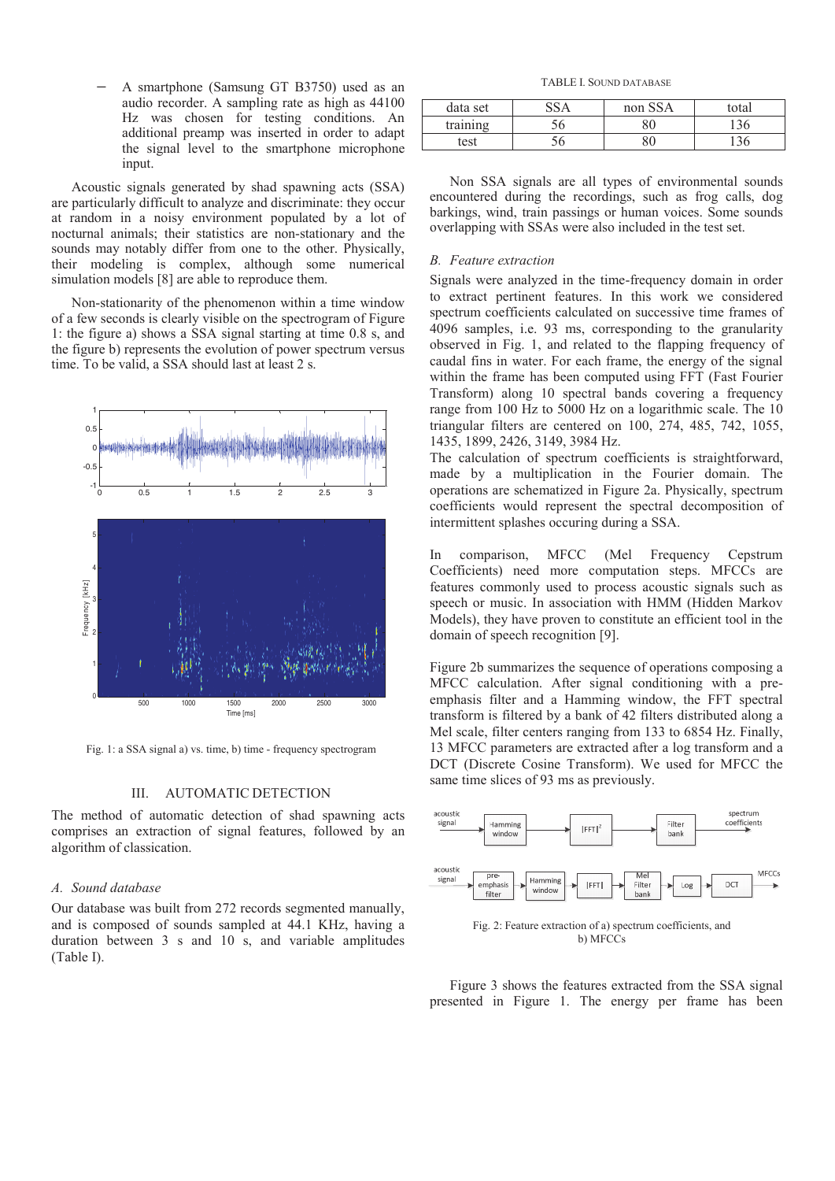– A smartphone (Samsung GT B3750) used as an audio recorder. A sampling rate as high as 44100 Hz was chosen for testing conditions. An additional preamp was inserted in order to adapt the signal level to the smartphone microphone input.

Acoustic signals generated by shad spawning acts (SSA) are particularly difficult to analyze and discriminate: they occur at random in a noisy environment populated by a lot of nocturnal animals; their statistics are non-stationary and the sounds may notably differ from one to the other. Physically, their modeling is complex, although some numerical simulation models [8] are able to reproduce them.

Non-stationarity of the phenomenon within a time window of a few seconds is clearly visible on the spectrogram of Figure 1: the figure a) shows a SSA signal starting at time 0.8 s, and the figure b) represents the evolution of power spectrum versus time. To be valid, a SSA should last at least 2 s.

Fig. 1: a SSA signal a) vs. time, b) time - frequency spectrogram

## III. AUTOMATIC DETECTION

The method of automatic detection of shad spawning acts comprises an extraction of signal features, followed by an algorithm of classication.

### A. Sound database

Our database was built from 272 records segmented manually, and is composed of sounds sampled at 44.1 KHz, having a duration between 3 s and 10 s, and variable amplitudes (Table I).

TABLE I. SOUND DATABASE

| data set | SSA | non SSA | total |
|---|---|---|---|
| training | 56 | 80 | 136 |
| test | 56 | 80 | 136 |

Non SSA signals are all types of environmental sounds encountered during the recordings, such as frog calls, dog barkings, wind, train passings or human voices. Some sounds overlapping with SSAs were also included in the test set.

### B. Feature extraction

Signals were analyzed in the time-frequency domain in order to extract pertinent features. In this work we considered spectrum coefficients calculated on successive time frames of 4096 samples, i.e. 93 ms, corresponding to the granularity observed in Fig. 1, and related to the flapping frequency of caudal fins in water. For each frame, the energy of the signal within the frame has been computed using FFT (Fast Fourier Transform) along 10 spectral bands covering a frequency range from 100 Hz to 5000 Hz on a logarithmic scale. The 10 triangular filters are centered on 100, 274, 485, 742, 1055, 1435, 1899, 2426, 3149, 3984 Hz.
The calculation of spectrum coefficients is straightforward, made by a multiplication in the Fourier domain. The operations are schematized in Figure 2a. Physically, spectrum coefficients would represent the spectral decomposition of intermittent splashes occuring during a SSA.

In comparison, MFCC (Mel Frequency Cepstrum Coefficients) need more computation steps. MFCCs are features commonly used to process acoustic signals such as speech or music. In association with HMM (Hidden Markov Models), they have proven to constitute an efficient tool in the domain of speech recognition [9].

Figure 2b summarizes the sequence of operations composing a MFCC calculation. After signal conditioning with a pre-emphasis filter and a Hamming window, the FFT spectral transform is filtered by a bank of 42 filters distributed along a Mel scale, filter centers ranging from 133 to 6854 Hz. Finally, 13 MFCC parameters are extracted after a log transform and a DCT (Discrete Cosine Transform). We used for MFCC the same time slices of 93 ms as previously.

Fig. 2: Feature extraction of a) spectrum coefficients, and b) MFCCs

Figure 3 shows the features extracted from the SSA signal presented in Figure 1. The energy per frame has been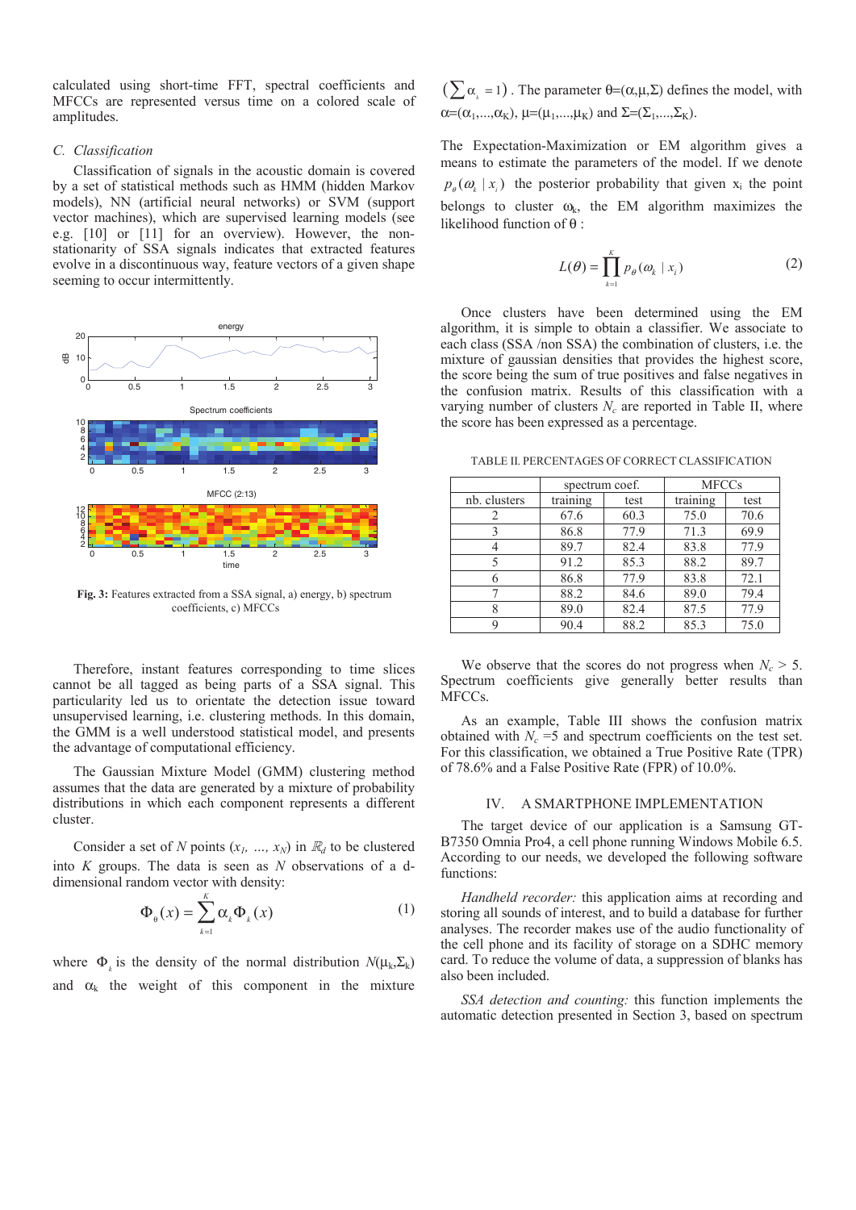calculated using short-time FFT, spectral coefficients and MFCCs are represented versus time on a colored scale of amplitudes.

### C. Classification

Classification of signals in the acoustic domain is covered by a set of statistical methods such as HMM (hidden Markov models), NN (artificial neural networks) or SVM (support vector machines), which are supervised learning models (see e.g. [10] or [11] for an overview). However, the non-stationarity of SSA signals indicates that extracted features evolve in a discontinuous way, feature vectors of a given shape seeming to occur intermittently.

**Fig. 3:** Features extracted from a SSA signal, a) energy, b) spectrum coefficients, c) MFCCs

Therefore, instant features corresponding to time slices cannot be all tagged as being parts of a SSA signal. This particularity led us to orientate the detection issue toward unsupervised learning, i.e. clustering methods. In this domain, the GMM is a well understood statistical model, and presents the advantage of computational efficiency.

The Gaussian Mixture Model (GMM) clustering method assumes that the data are generated by a mixture of probability distributions in which each component represents a different cluster.

Consider a set of $N$ points $(x_1, \ldots, x_N)$ in $\mathbb{R}_d$ to be clustered into $K$ groups. The data is seen as $N$ observations of a d-dimensional random vector with density:

$$\Phi_\theta(x) = \sum_{k=1}^{K} \alpha_k \Phi_k(x) \quad (1)$$

where $\Phi_k$ is the density of the normal distribution $N(\mu_k,\Sigma_k)$ and $\alpha_k$ the weight of this component in the mixture $\left(\sum \alpha_k = 1\right)$. The parameter $\theta=(\alpha,\mu,\Sigma)$ defines the model, with $\alpha=(\alpha_1,\ldots,\alpha_K)$, $\mu=(\mu_1,\ldots,\mu_K)$ and $\Sigma=(\Sigma_1,\ldots,\Sigma_K)$.

The Expectation-Maximization or EM algorithm gives a means to estimate the parameters of the model. If we denote $p_\theta(\omega_k \mid x_i)$ the posterior probability that given $x_i$ the point belongs to cluster $\omega_k$, the EM algorithm maximizes the likelihood function of $\theta$ :

$$L(\theta) = \prod_{k=1}^{K} p_\theta(\omega_k \mid x_i) \quad (2)$$

Once clusters have been determined using the EM algorithm, it is simple to obtain a classifier. We associate to each class (SSA /non SSA) the combination of clusters, i.e. the mixture of gaussian densities that provides the highest score, the score being the sum of true positives and false negatives in the confusion matrix. Results of this classification with a varying number of clusters $N_c$ are reported in Table II, where the score has been expressed as a percentage.

TABLE II. PERCENTAGES OF CORRECT CLASSIFICATION

| | spectrum coef. | | MFCCs | |
|---|---|---|---|---|
| nb. clusters | training | test | training | test |
| 2 | 67.6 | 60.3 | 75.0 | 70.6 |
| 3 | 86.8 | 77.9 | 71.3 | 69.9 |
| 4 | 89.7 | 82.4 | 83.8 | 77.9 |
| 5 | 91.2 | 85.3 | 88.2 | 89.7 |
| 6 | 86.8 | 77.9 | 83.8 | 72.1 |
| 7 | 88.2 | 84.6 | 89.0 | 79.4 |
| 8 | 89.0 | 82.4 | 87.5 | 77.9 |
| 9 | 90.4 | 88.2 | 85.3 | 75.0 |

We observe that the scores do not progress when $N_c > 5$. Spectrum coefficients give generally better results than MFCCs.

As an example, Table III shows the confusion matrix obtained with $N_c = 5$ and spectrum coefficients on the test set. For this classification, we obtained a True Positive Rate (TPR) of 78.6% and a False Positive Rate (FPR) of 10.0%.

## IV. A SMARTPHONE IMPLEMENTATION

The target device of our application is a Samsung GT-B7350 Omnia Pro4, a cell phone running Windows Mobile 6.5. According to our needs, we developed the following software functions:

*Handheld recorder:* this application aims at recording and storing all sounds of interest, and to build a database for further analyses. The recorder makes use of the audio functionality of the cell phone and its facility of storage on a SDHC memory card. To reduce the volume of data, a suppression of blanks has also been included.

*SSA detection and counting:* this function implements the automatic detection presented in Section 3, based on spectrum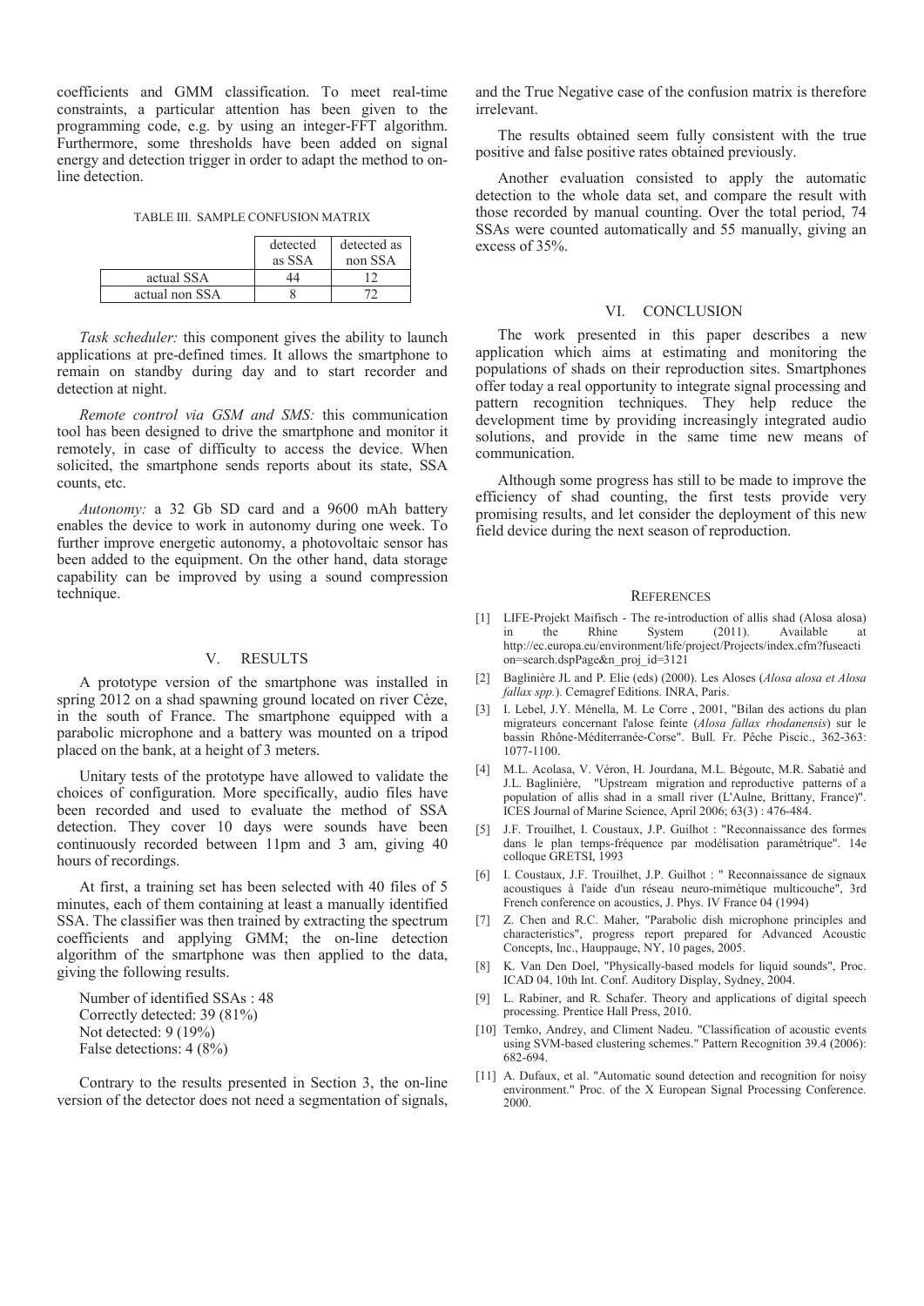coefficients and GMM classification. To meet real-time constraints, a particular attention has been given to the programming code, e.g. by using an integer-FFT algorithm. Furthermore, some thresholds have been added on signal energy and detection trigger in order to adapt the method to on-line detection.

TABLE III. SAMPLE CONFUSION MATRIX

| | detected as SSA | detected as non SSA |
|---|---|---|
| actual SSA | 44 | 12 |
| actual non SSA | 8 | 72 |

*Task scheduler:* this component gives the ability to launch applications at pre-defined times. It allows the smartphone to remain on standby during day and to start recorder and detection at night.

*Remote control via GSM and SMS:* this communication tool has been designed to drive the smartphone and monitor it remotely, in case of difficulty to access the device. When solicited, the smartphone sends reports about its state, SSA counts, etc.

*Autonomy:* a 32 Gb SD card and a 9600 mAh battery enables the device to work in autonomy during one week. To further improve energetic autonomy, a photovoltaic sensor has been added to the equipment. On the other hand, data storage capability can be improved by using a sound compression technique.

## V. RESULTS

A prototype version of the smartphone was installed in spring 2012 on a shad spawning ground located on river Cèze, in the south of France. The smartphone equipped with a parabolic microphone and a battery was mounted on a tripod placed on the bank, at a height of 3 meters.

Unitary tests of the prototype have allowed to validate the choices of configuration. More specifically, audio files have been recorded and used to evaluate the method of SSA detection. They cover 10 days were sounds have been continuously recorded between 11pm and 3 am, giving 40 hours of recordings.

At first, a training set has been selected with 40 files of 5 minutes, each of them containing at least a manually identified SSA. The classifier was then trained by extracting the spectrum coefficients and applying GMM; the on-line detection algorithm of the smartphone was then applied to the data, giving the following results.

Number of identified SSAs : 48
Correctly detected: 39 (81%)
Not detected: 9 (19%)
False detections: 4 (8%)

Contrary to the results presented in Section 3, the on-line version of the detector does not need a segmentation of signals, and the True Negative case of the confusion matrix is therefore irrelevant.

The results obtained seem fully consistent with the true positive and false positive rates obtained previously.

Another evaluation consisted to apply the automatic detection to the whole data set, and compare the result with those recorded by manual counting. Over the total period, 74 SSAs were counted automatically and 55 manually, giving an excess of 35%.

## VI. CONCLUSION

The work presented in this paper describes a new application which aims at estimating and monitoring the populations of shads on their reproduction sites. Smartphones offer today a real opportunity to integrate signal processing and pattern recognition techniques. They help reduce the development time by providing increasingly integrated audio solutions, and provide in the same time new means of communication.

Although some progress has still to be made to improve the efficiency of shad counting, the first tests provide very promising results, and let consider the deployment of this new field device during the next season of reproduction.

## REFERENCES

[1] LIFE-Projekt Maifisch - The re-introduction of allis shad (Alosa alosa) in the Rhine System (2011). Available at http://ec.europa.eu/environment/life/project/Projects/index.cfm?fuseaction=search.dspPage&n_proj_id=3121

[2] Baglinière JL and P. Elie (eds) (2000). Les Aloses (*Alosa alosa et Alosa fallax spp.*). Cemagref Editions. INRA, Paris.

[3] I. Lebel, J.Y. Ménella, M. Le Corre , 2001, "Bilan des actions du plan migrateurs concernant l'alose feinte (*Alosa fallax rhodanensis*) sur le bassin Rhône-Méditerranée-Corse". Bull. Fr. Pêche Piscic., 362-363: 1077-1100.

[4] M.L. Acolasa, V. Véron, H. Jourdana, M.L. Bégoutc, M.R. Sabatié and J.L. Baglinière, "Upstream migration and reproductive patterns of a population of allis shad in a small river (L'Aulne, Brittany, France)". ICES Journal of Marine Science, April 2006; 63(3) : 476-484.

[5] J.F. Trouilhet, I. Coustaux, J.P. Guilhot : "Reconnaissance des formes dans le plan temps-fréquence par modélisation paramétrique". 14e colloque GRETSI, 1993

[6] I. Coustaux, J.F. Trouilhet, J.P. Guilhot : " Reconnaissance de signaux acoustiques à l'aide d'un réseau neuro-mimétique multicouche", 3rd French conference on acoustics, J. Phys. IV France 04 (1994)

[7] Z. Chen and R.C. Maher, "Parabolic dish microphone principles and characteristics", progress report prepared for Advanced Acoustic Concepts, Inc., Hauppauge, NY, 10 pages, 2005.

[8] K. Van Den Doel, "Physically-based models for liquid sounds", Proc. ICAD 04, 10th Int. Conf. Auditory Display, Sydney, 2004.

[9] L. Rabiner, and R. Schafer. Theory and applications of digital speech processing. Prentice Hall Press, 2010.

[10] Temko, Andrey, and Climent Nadeu. "Classification of acoustic events using SVM-based clustering schemes." Pattern Recognition 39.4 (2006): 682-694.

[11] A. Dufaux, et al. "Automatic sound detection and recognition for noisy environment." Proc. of the X European Signal Processing Conference. 2000.